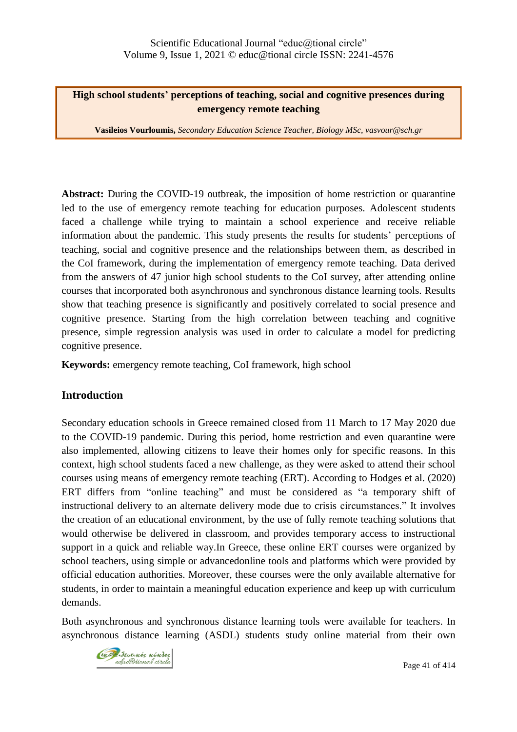# High school students' perceptions of teaching, social and cognitive presences during emergency remote teaching

**Vasileios Vourloumis,** *Secondary Education Science Teacher, Biology MSc, vasvour@sch.gr*

**Abstract:** During the COVID-19 outbreak, the imposition of home restriction or quarantine led to the use of emergency remote teaching for education purposes. Adolescent students faced a challenge while trying to maintain a school experience and receive reliable information about the pandemic. This study presents the results for students' perceptions of teaching, social and cognitive presence and the relationships between them, as described in the CoI framework, during the implementation of emergency remote teaching. Data derived from the answers of 47 junior high school students to the CoI survey, after attending online courses that incorporated both asynchronous and synchronous distance learning tools. Results show that teaching presence is significantly and positively correlated to social presence and cognitive presence. Starting from the high correlation between teaching and cognitive presence, simple regression analysis was used in order to calculate a model for predicting cognitive presence.

**Keywords:** emergency remote teaching, CoI framework, high school

## Introduction

Secondary education schools in Greece remained closed from 11 March to 17 May 2020 due to the COVID-19 pandemic. During this period, home restriction and even quarantine were also implemented, allowing citizens to leave their homes only for specific reasons. In this context, high school students faced a new challenge, as they were asked to attend their school courses using means of emergency remote teaching (ERT). According to Hodges et al. (2020) ERT differs from "online teaching" and must be considered as "a temporary shift of instructional delivery to an alternate delivery mode due to crisis circumstances." It involves the creation of an educational environment, by the use of fully remote teaching solutions that would otherwise be delivered in classroom, and provides temporary access to instructional support in a quick and reliable way.In Greece, these online ERT courses were organized by school teachers, using simple or advancedonline tools and platforms which were provided by official education authorities. Moreover, these courses were the only available alternative for students, in order to maintain a meaningful education experience and keep up with curriculum demands.

Both asynchronous and synchronous distance learning tools were available for teachers. In asynchronous distance learning (ASDL) students study online material from their own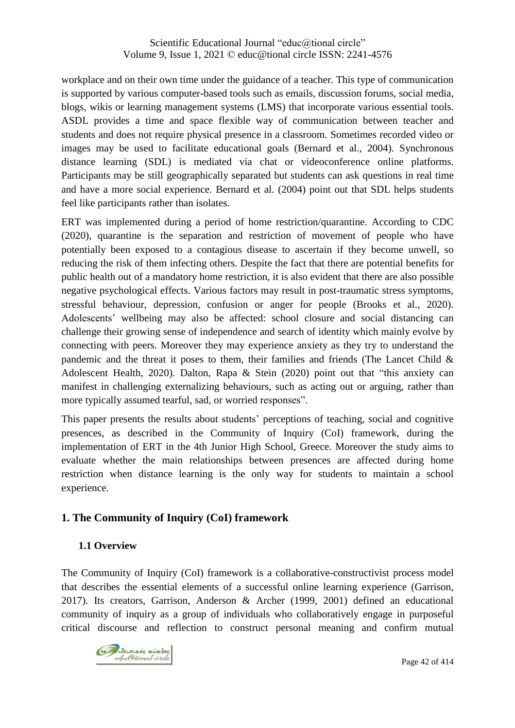workplace and on their own time under the guidance of a teacher. This type of communication is supported by various computer-based tools such as emails, discussion forums, social media, blogs, wikis or learning management systems (LMS) that incorporate various essential tools. ASDL provides a time and space flexible way of communication between teacher and students and does not require physical presence in a classroom. Sometimes recorded video or images may be used to facilitate educational goals (Bernard et al., 2004). Synchronous distance learning (SDL) is mediated via chat or videoconference online platforms. Participants may be still geographically separated but students can ask questions in real time and have a more social experience. Bernard et al. (2004) point out that SDL helps students feel like participants rather than isolates.

ERT was implemented during a period of home restriction/quarantine. According to CDC (2020), quarantine is the separation and restriction of movement of people who have potentially been exposed to a contagious disease to ascertain if they become unwell, so reducing the risk of them infecting others. Despite the fact that there are potential benefits for public health out of a mandatory home restriction, it is also evident that there are also possible negative psychological effects. Various factors may result in post-traumatic stress symptoms, stressful behaviour, depression, confusion or anger for people (Brooks et al., 2020). Adolescents' wellbeing may also be affected: school closure and social distancing can challenge their growing sense of independence and search of identity which mainly evolve by connecting with peers. Moreover they may experience anxiety as they try to understand the pandemic and the threat it poses to them, their families and friends (The Lancet Child & Adolescent Health, 2020). Dalton, Rapa & Stein (2020) point out that "this anxiety can manifest in challenging externalizing behaviours, such as acting out or arguing, rather than more typically assumed tearful, sad, or worried responses".

This paper presents the results about students' perceptions of teaching, social and cognitive presences, as described in the Community of Inquiry (CoI) framework, during the implementation of ERT in the 4th Junior High School, Greece. Moreover the study aims to evaluate whether the main relationships between presences are affected during home restriction when distance learning is the only way for students to maintain a school experience.

## 1. The Community of Inquiry (CoI) framework

### 1.1 Overview

The Community of Inquiry (CoI) framework is a collaborative-constructivist process model that describes the essential elements of a successful online learning experience (Garrison, 2017). Its creators, Garrison, Anderson & Archer (1999, 2001) defined an educational community of inquiry as a group of individuals who collaboratively engage in purposeful critical discourse and reflection to construct personal meaning and confirm mutual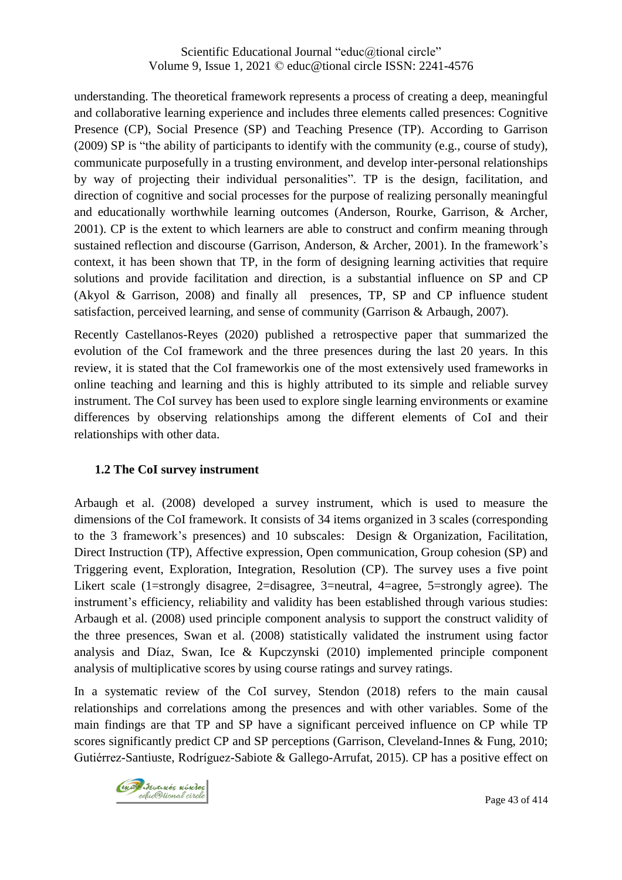understanding. The theoretical framework represents a process of creating a deep, meaningful and collaborative learning experience and includes three elements called presences: Cognitive Presence (CP), Social Presence (SP) and Teaching Presence (TP). According to Garrison (2009) SP is "the ability of participants to identify with the community (e.g., course of study), communicate purposefully in a trusting environment, and develop inter-personal relationships by way of projecting their individual personalities". TP is the design, facilitation, and direction of cognitive and social processes for the purpose of realizing personally meaningful and educationally worthwhile learning outcomes (Anderson, Rourke, Garrison, & Archer, 2001). CP is the extent to which learners are able to construct and confirm meaning through sustained reflection and discourse (Garrison, Anderson, & Archer, 2001). In the framework's context, it has been shown that TP, in the form of designing learning activities that require solutions and provide facilitation and direction, is a substantial influence on SP and CP (Akyol & Garrison, 2008) and finally all presences, TP, SP and CP influence student satisfaction, perceived learning, and sense of community (Garrison & Arbaugh, 2007).

Recently Castellanos-Reyes (2020) published a retrospective paper that summarized the evolution of the CoI framework and the three presences during the last 20 years. In this review, it is stated that the CoI frameworkis one of the most extensively used frameworks in online teaching and learning and this is highly attributed to its simple and reliable survey instrument. The CoI survey has been used to explore single learning environments or examine differences by observing relationships among the different elements of CoI and their relationships with other data.

### 1.2 The CoI survey instrument

Arbaugh et al. (2008) developed a survey instrument, which is used to measure the dimensions of the CoI framework. It consists of 34 items organized in 3 scales (corresponding to the 3 framework's presences) and 10 subscales: Design & Organization, Facilitation, Direct Instruction (TP), Affective expression, Open communication, Group cohesion (SP) and Triggering event, Exploration, Integration, Resolution (CP). The survey uses a five point Likert scale (1=strongly disagree, 2=disagree, 3=neutral, 4=agree, 5=strongly agree). The instrument's efficiency, reliability and validity has been established through various studies: Arbaugh et al. (2008) used principle component analysis to support the construct validity of the three presences, Swan et al. (2008) statistically validated the instrument using factor analysis and Díaz, Swan, Ice & Kupczynski (2010) implemented principle component analysis of multiplicative scores by using course ratings and survey ratings.

In a systematic review of the CoI survey, Stendon (2018) refers to the main causal relationships and correlations among the presences and with other variables. Some of the main findings are that TP and SP have a significant perceived influence on CP while TP scores significantly predict CP and SP perceptions (Garrison, Cleveland-Innes & Fung, 2010; Gutiérrez-Santiuste, Rodríguez-Sabiote & Gallego-Arrufat, 2015). CP has a positive effect on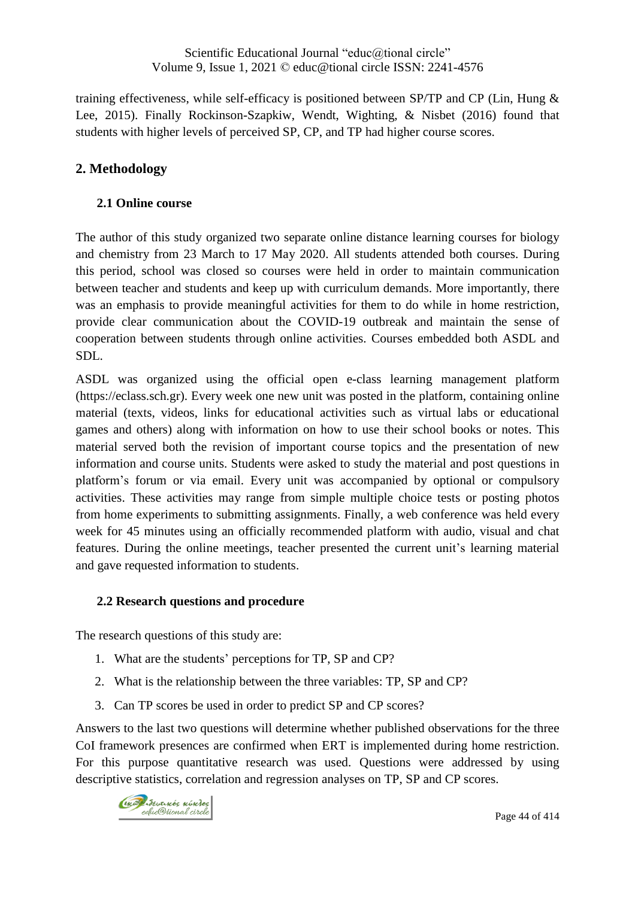training effectiveness, while self-efficacy is positioned between SP/TP and CP (Lin, Hung & Lee, 2015). Finally Rockinson-Szapkiw, Wendt, Wighting, & Nisbet (2016) found that students with higher levels of perceived SP, CP, and TP had higher course scores.

## 2. Methodology

### 2.1 Online course

The author of this study organized two separate online distance learning courses for biology and chemistry from 23 March to 17 May 2020. All students attended both courses. During this period, school was closed so courses were held in order to maintain communication between teacher and students and keep up with curriculum demands. More importantly, there was an emphasis to provide meaningful activities for them to do while in home restriction, provide clear communication about the COVID-19 outbreak and maintain the sense of cooperation between students through online activities. Courses embedded both ASDL and SDL.

ASDL was organized using the official open e-class learning management platform (https://eclass.sch.gr). Every week one new unit was posted in the platform, containing online material (texts, videos, links for educational activities such as virtual labs or educational games and others) along with information on how to use their school books or notes. This material served both the revision of important course topics and the presentation of new information and course units. Students were asked to study the material and post questions in platform's forum or via email. Every unit was accompanied by optional or compulsory activities. These activities may range from simple multiple choice tests or posting photos from home experiments to submitting assignments. Finally, a web conference was held every week for 45 minutes using an officially recommended platform with audio, visual and chat features. During the online meetings, teacher presented the current unit's learning material and gave requested information to students.

### 2.2 Research questions and procedure

The research questions of this study are:

1. What are the students' perceptions for TP, SP and CP?
2. What is the relationship between the three variables: TP, SP and CP?
3. Can TP scores be used in order to predict SP and CP scores?

Answers to the last two questions will determine whether published observations for the three CoI framework presences are confirmed when ERT is implemented during home restriction. For this purpose quantitative research was used. Questions were addressed by using descriptive statistics, correlation and regression analyses on TP, SP and CP scores.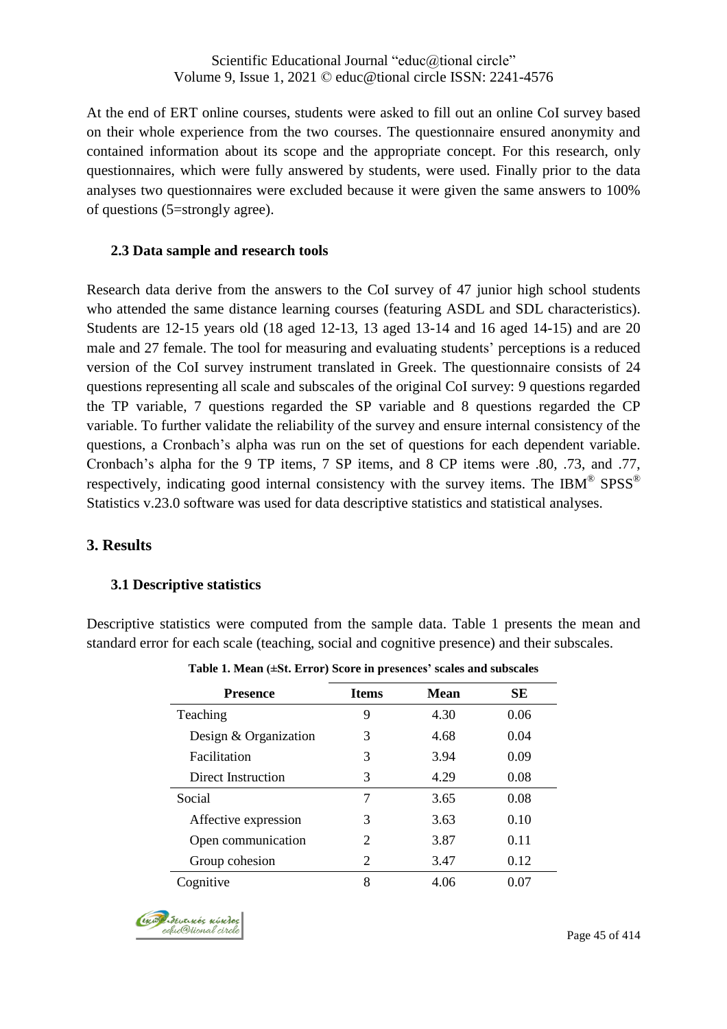At the end of ERT online courses, students were asked to fill out an online CoI survey based on their whole experience from the two courses. The questionnaire ensured anonymity and contained information about its scope and the appropriate concept. For this research, only questionnaires, which were fully answered by students, were used. Finally prior to the data analyses two questionnaires were excluded because it were given the same answers to 100% of questions (5=strongly agree).

### 2.3 Data sample and research tools

Research data derive from the answers to the CoI survey of 47 junior high school students who attended the same distance learning courses (featuring ASDL and SDL characteristics). Students are 12-15 years old (18 aged 12-13, 13 aged 13-14 and 16 aged 14-15) and are 20 male and 27 female. The tool for measuring and evaluating students' perceptions is a reduced version of the CoI survey instrument translated in Greek. The questionnaire consists of 24 questions representing all scale and subscales of the original CoI survey: 9 questions regarded the TP variable, 7 questions regarded the SP variable and 8 questions regarded the CP variable. To further validate the reliability of the survey and ensure internal consistency of the questions, a Cronbach's alpha was run on the set of questions for each dependent variable. Cronbach's alpha for the 9 TP items, 7 SP items, and 8 CP items were .80, .73, and .77, respectively, indicating good internal consistency with the survey items. The IBM® SPSS® Statistics v.23.0 software was used for data descriptive statistics and statistical analyses.

## 3. Results

### 3.1 Descriptive statistics

Descriptive statistics were computed from the sample data. Table 1 presents the mean and standard error for each scale (teaching, social and cognitive presence) and their subscales.

**Table 1. Mean (±St. Error) Score in presences' scales and subscales**

| Presence | Items | Mean | SE |
|---|---|---|---|
| Teaching | 9 | 4.30 | 0.06 |
| Design & Organization | 3 | 4.68 | 0.04 |
| Facilitation | 3 | 3.94 | 0.09 |
| Direct Instruction | 3 | 4.29 | 0.08 |
| Social | 7 | 3.65 | 0.08 |
| Affective expression | 3 | 3.63 | 0.10 |
| Open communication | 2 | 3.87 | 0.11 |
| Group cohesion | 2 | 3.47 | 0.12 |
| Cognitive | 8 | 4.06 | 0.07 |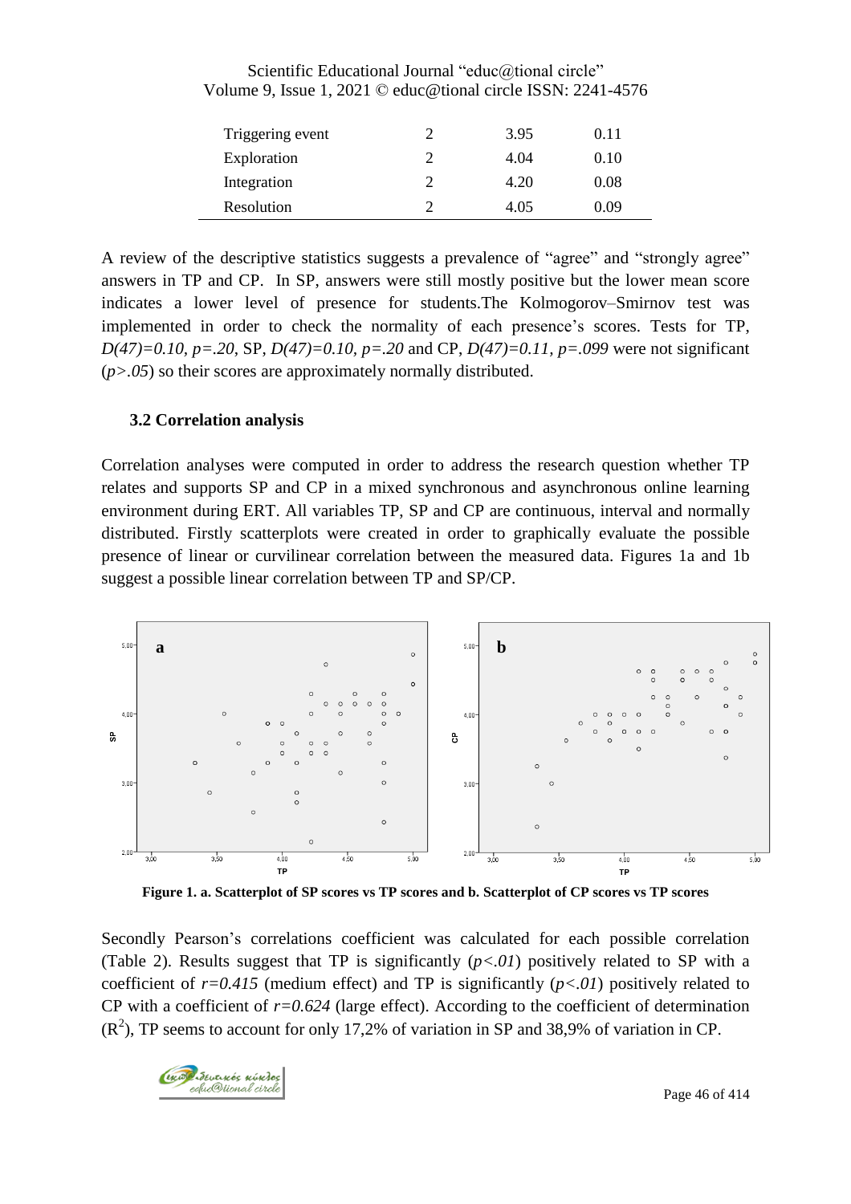| | | | |
|---|---|---|---|
| Triggering event | 2 | 3.95 | 0.11 |
| Exploration | 2 | 4.04 | 0.10 |
| Integration | 2 | 4.20 | 0.08 |
| Resolution | 2 | 4.05 | 0.09 |

A review of the descriptive statistics suggests a prevalence of "agree" and "strongly agree" answers in TP and CP. In SP, answers were still mostly positive but the lower mean score indicates a lower level of presence for students.The Kolmogorov–Smirnov test was implemented in order to check the normality of each presence's scores. Tests for TP, $D(47)=0.10$, $p=.20$, SP, $D(47)=0.10$, $p=.20$ and CP, $D(47)=0.11$, $p=.099$ were not significant ($p>.05$) so their scores are approximately normally distributed.

### 3.2 Correlation analysis

Correlation analyses were computed in order to address the research question whether TP relates and supports SP and CP in a mixed synchronous and asynchronous online learning environment during ERT. All variables TP, SP and CP are continuous, interval and normally distributed. Firstly scatterplots were created in order to graphically evaluate the possible presence of linear or curvilinear correlation between the measured data. Figures 1a and 1b suggest a possible linear correlation between TP and SP/CP.

**Figure 1. a. Scatterplot of SP scores vs TP scores and b. Scatterplot of CP scores vs TP scores**

Secondly Pearson's correlations coefficient was calculated for each possible correlation (Table 2). Results suggest that TP is significantly ($p<.01$) positively related to SP with a coefficient of $r=0.415$ (medium effect) and TP is significantly ($p<.01$) positively related to CP with a coefficient of $r=0.624$ (large effect). According to the coefficient of determination ($R^2$), TP seems to account for only 17,2% of variation in SP and 38,9% of variation in CP.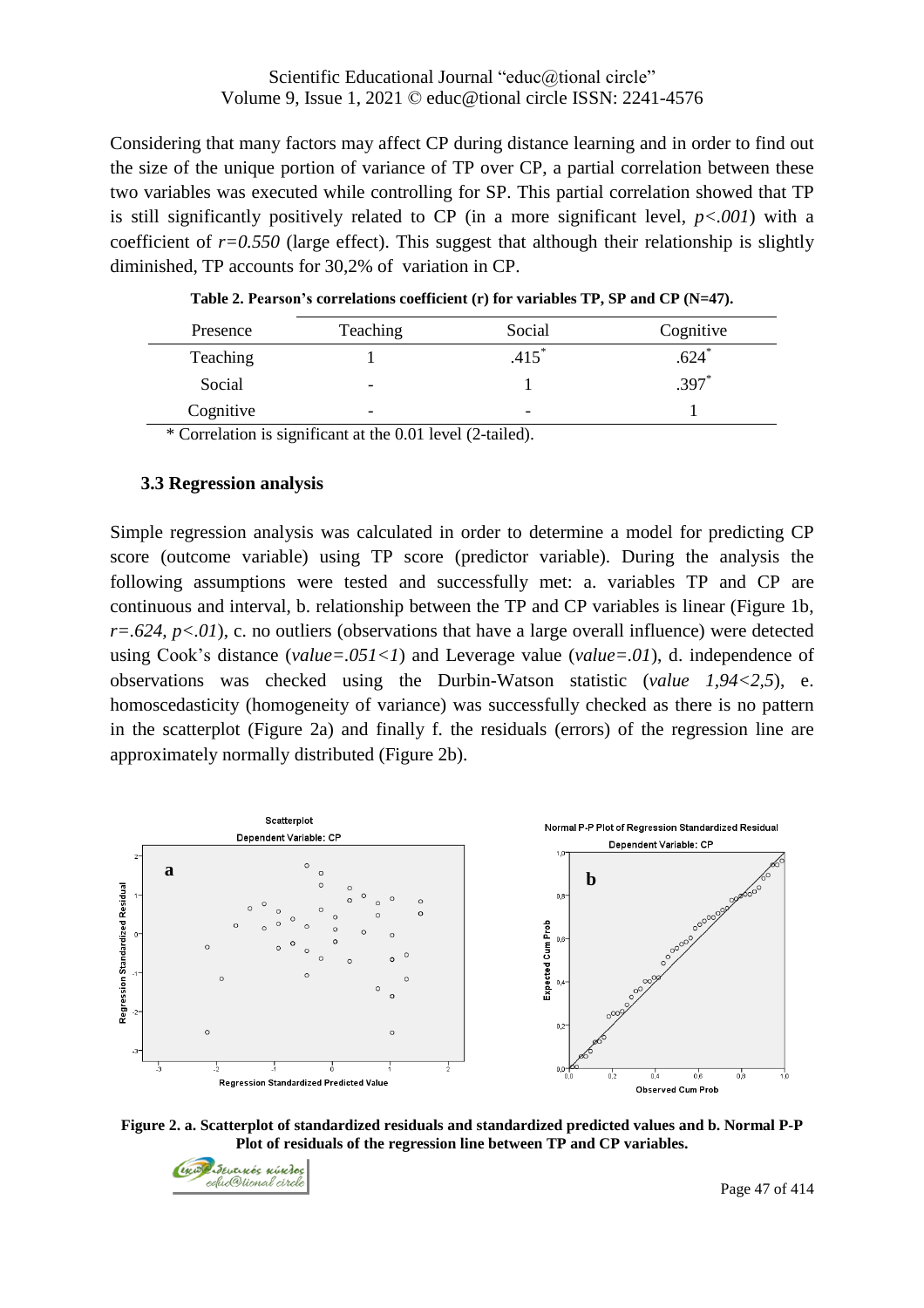Considering that many factors may affect CP during distance learning and in order to find out the size of the unique portion of variance of TP over CP, a partial correlation between these two variables was executed while controlling for SP. This partial correlation showed that TP is still significantly positively related to CP (in a more significant level, *p<.001*) with a coefficient of *r=0.550* (large effect). This suggest that although their relationship is slightly diminished, TP accounts for 30,2% of variation in CP.

**Table 2. Pearson's correlations coefficient (r) for variables TP, SP and CP (N=47).**

| Presence | Teaching | Social | Cognitive |
|---|---|---|---|
| Teaching | 1 | .415* | .624* |
| Social | - | 1 | .397* |
| Cognitive | - | - | 1 |

\* Correlation is significant at the 0.01 level (2-tailed).

### 3.3 Regression analysis

Simple regression analysis was calculated in order to determine a model for predicting CP score (outcome variable) using TP score (predictor variable). During the analysis the following assumptions were tested and successfully met: a. variables TP and CP are continuous and interval, b. relationship between the TP and CP variables is linear (Figure 1b, *r=.624, p<.01*), c. no outliers (observations that have a large overall influence) were detected using Cook's distance (*value=.051<1*) and Leverage value (*value=.01*), d. independence of observations was checked using the Durbin-Watson statistic (*value 1,94<2,5*), e. homoscedasticity (homogeneity of variance) was successfully checked as there is no pattern in the scatterplot (Figure 2a) and finally f. the residuals (errors) of the regression line are approximately normally distributed (Figure 2b).

**Figure 2. a. Scatterplot of standardized residuals and standardized predicted values and b. Normal P-P Plot of residuals of the regression line between TP and CP variables.**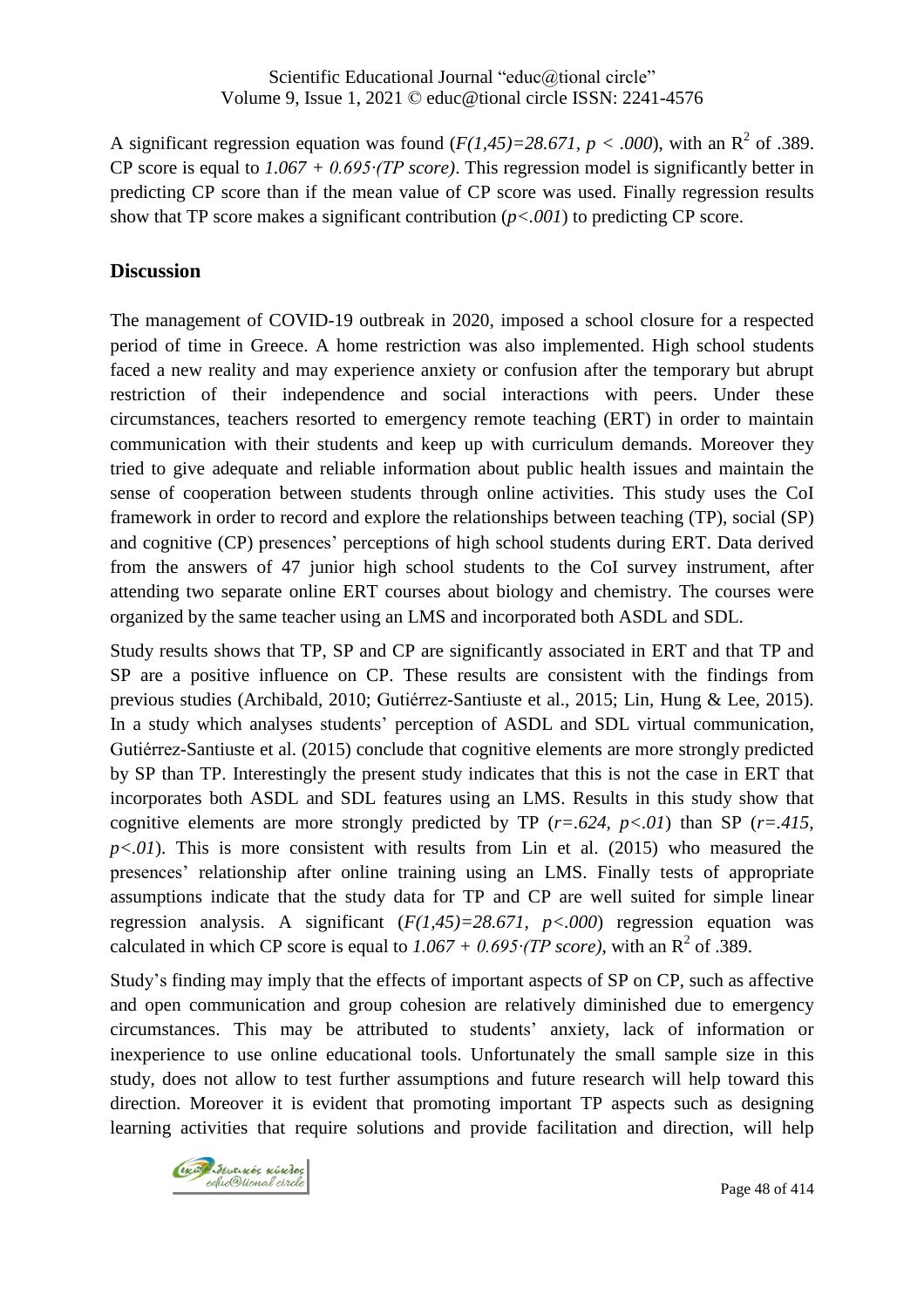A significant regression equation was found (*$F(1,45)=28.671$, $p < .000$*), with an $R^2$ of .389. CP score is equal to *$1.067 + 0.695\cdot(\text{TP score})$*. This regression model is significantly better in predicting CP score than if the mean value of CP score was used. Finally regression results show that TP score makes a significant contribution (*$p<.001$*) to predicting CP score.

## Discussion

The management of COVID-19 outbreak in 2020, imposed a school closure for a respected period of time in Greece. A home restriction was also implemented. High school students faced a new reality and may experience anxiety or confusion after the temporary but abrupt restriction of their independence and social interactions with peers. Under these circumstances, teachers resorted to emergency remote teaching (ERT) in order to maintain communication with their students and keep up with curriculum demands. Moreover they tried to give adequate and reliable information about public health issues and maintain the sense of cooperation between students through online activities. This study uses the CoI framework in order to record and explore the relationships between teaching (TP), social (SP) and cognitive (CP) presences' perceptions of high school students during ERT. Data derived from the answers of 47 junior high school students to the CoI survey instrument, after attending two separate online ERT courses about biology and chemistry. The courses were organized by the same teacher using an LMS and incorporated both ASDL and SDL.

Study results shows that TP, SP and CP are significantly associated in ERT and that TP and SP are a positive influence on CP. These results are consistent with the findings from previous studies (Archibald, 2010; Gutiérrez-Santiuste et al., 2015; Lin, Hung & Lee, 2015). In a study which analyses students' perception of ASDL and SDL virtual communication, Gutiérrez-Santiuste et al. (2015) conclude that cognitive elements are more strongly predicted by SP than TP. Interestingly the present study indicates that this is not the case in ERT that incorporates both ASDL and SDL features using an LMS. Results in this study show that cognitive elements are more strongly predicted by TP (*$r=.624$, $p<.01$*) than SP (*$r=.415$, $p<.01$*). This is more consistent with results from Lin et al. (2015) who measured the presences' relationship after online training using an LMS. Finally tests of appropriate assumptions indicate that the study data for TP and CP are well suited for simple linear regression analysis. A significant (*$F(1,45)=28.671$, $p<.000$*) regression equation was calculated in which CP score is equal to *$1.067 + 0.695\cdot(\text{TP score})$*, with an $R^2$ of .389.

Study's finding may imply that the effects of important aspects of SP on CP, such as affective and open communication and group cohesion are relatively diminished due to emergency circumstances. This may be attributed to students' anxiety, lack of information or inexperience to use online educational tools. Unfortunately the small sample size in this study, does not allow to test further assumptions and future research will help toward this direction. Moreover it is evident that promoting important TP aspects such as designing learning activities that require solutions and provide facilitation and direction, will help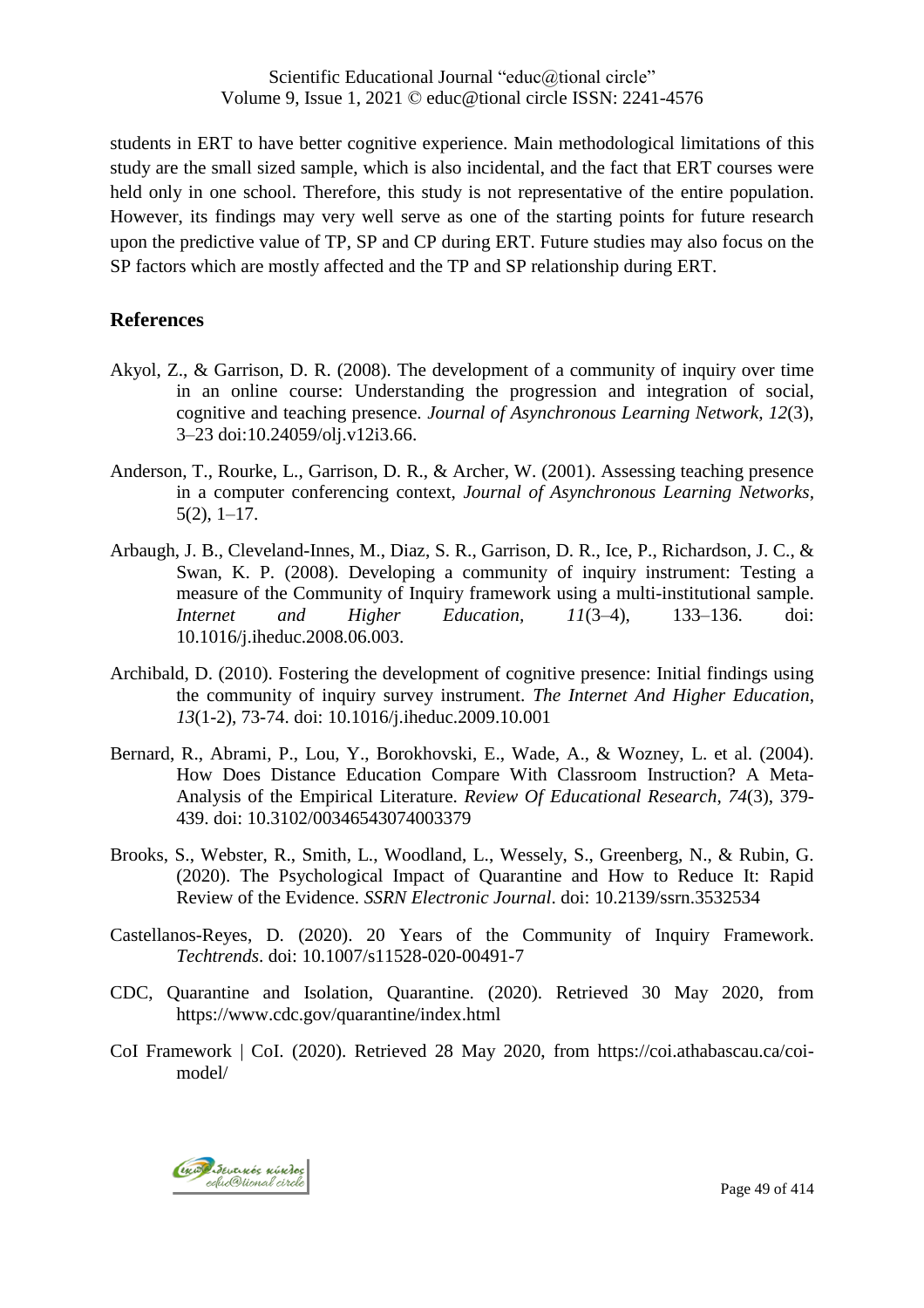students in ERT to have better cognitive experience. Main methodological limitations of this study are the small sized sample, which is also incidental, and the fact that ERT courses were held only in one school. Therefore, this study is not representative of the entire population. However, its findings may very well serve as one of the starting points for future research upon the predictive value of TP, SP and CP during ERT. Future studies may also focus on the SP factors which are mostly affected and the TP and SP relationship during ERT.

## References

Akyol, Z., & Garrison, D. R. (2008). The development of a community of inquiry over time in an online course: Understanding the progression and integration of social, cognitive and teaching presence. *Journal of Asynchronous Learning Network, 12*(3), 3–23 doi:10.24059/olj.v12i3.66.

Anderson, T., Rourke, L., Garrison, D. R., & Archer, W. (2001). Assessing teaching presence in a computer conferencing context, *Journal of Asynchronous Learning Networks*, 5(2), 1–17.

Arbaugh, J. B., Cleveland-Innes, M., Diaz, S. R., Garrison, D. R., Ice, P., Richardson, J. C., & Swan, K. P. (2008). Developing a community of inquiry instrument: Testing a measure of the Community of Inquiry framework using a multi-institutional sample. *Internet and Higher Education, 11*(3–4), 133–136. doi: 10.1016/j.iheduc.2008.06.003.

Archibald, D. (2010). Fostering the development of cognitive presence: Initial findings using the community of inquiry survey instrument. *The Internet And Higher Education*, *13*(1-2), 73-74. doi: 10.1016/j.iheduc.2009.10.001

Bernard, R., Abrami, P., Lou, Y., Borokhovski, E., Wade, A., & Wozney, L. et al. (2004). How Does Distance Education Compare With Classroom Instruction? A Meta-Analysis of the Empirical Literature. *Review Of Educational Research*, *74*(3), 379-439. doi: 10.3102/00346543074003379

Brooks, S., Webster, R., Smith, L., Woodland, L., Wessely, S., Greenberg, N., & Rubin, G. (2020). The Psychological Impact of Quarantine and How to Reduce It: Rapid Review of the Evidence. *SSRN Electronic Journal*. doi: 10.2139/ssrn.3532534

Castellanos-Reyes, D. (2020). 20 Years of the Community of Inquiry Framework. *Techtrends*. doi: 10.1007/s11528-020-00491-7

CDC, Quarantine and Isolation, Quarantine. (2020). Retrieved 30 May 2020, from https://www.cdc.gov/quarantine/index.html

CoI Framework | CoI. (2020). Retrieved 28 May 2020, from https://coi.athabascau.ca/coi-model/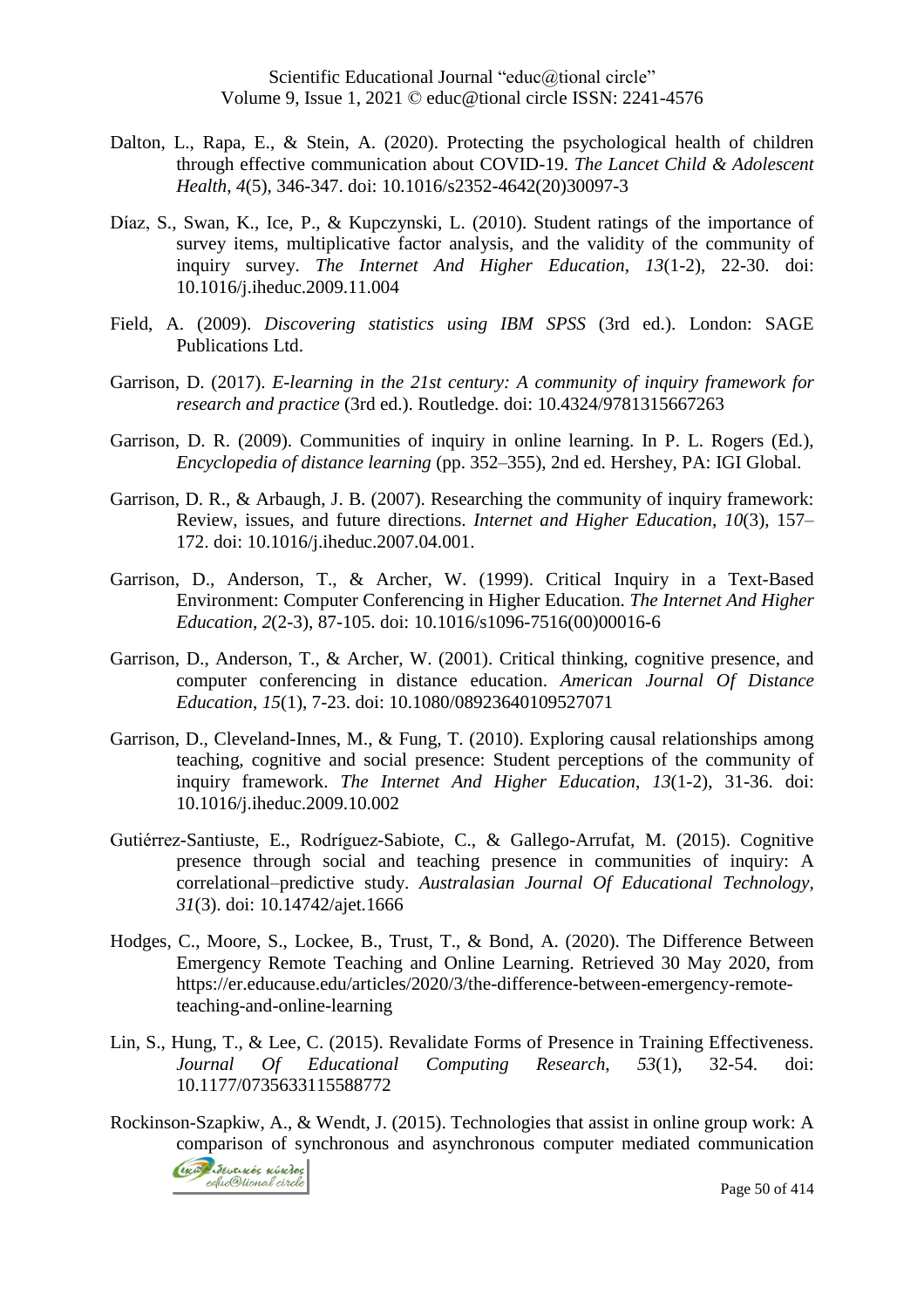Dalton, L., Rapa, E., & Stein, A. (2020). Protecting the psychological health of children through effective communication about COVID-19. *The Lancet Child & Adolescent Health*, *4*(5), 346-347. doi: 10.1016/s2352-4642(20)30097-3

Díaz, S., Swan, K., Ice, P., & Kupczynski, L. (2010). Student ratings of the importance of survey items, multiplicative factor analysis, and the validity of the community of inquiry survey. *The Internet And Higher Education*, *13*(1-2), 22-30. doi: 10.1016/j.iheduc.2009.11.004

Field, A. (2009). *Discovering statistics using IBM SPSS* (3rd ed.). London: SAGE Publications Ltd.

Garrison, D. (2017). *E-learning in the 21st century: A community of inquiry framework for research and practice* (3rd ed.). Routledge. doi: 10.4324/9781315667263

Garrison, D. R. (2009). Communities of inquiry in online learning. In P. L. Rogers (Ed.), *Encyclopedia of distance learning* (pp. 352–355), 2nd ed. Hershey, PA: IGI Global.

Garrison, D. R., & Arbaugh, J. B. (2007). Researching the community of inquiry framework: Review, issues, and future directions. *Internet and Higher Education*, *10*(3), 157–172. doi: 10.1016/j.iheduc.2007.04.001.

Garrison, D., Anderson, T., & Archer, W. (1999). Critical Inquiry in a Text-Based Environment: Computer Conferencing in Higher Education. *The Internet And Higher Education*, *2*(2-3), 87-105. doi: 10.1016/s1096-7516(00)00016-6

Garrison, D., Anderson, T., & Archer, W. (2001). Critical thinking, cognitive presence, and computer conferencing in distance education. *American Journal Of Distance Education*, *15*(1), 7-23. doi: 10.1080/08923640109527071

Garrison, D., Cleveland-Innes, M., & Fung, T. (2010). Exploring causal relationships among teaching, cognitive and social presence: Student perceptions of the community of inquiry framework. *The Internet And Higher Education*, *13*(1-2), 31-36. doi: 10.1016/j.iheduc.2009.10.002

Gutiérrez-Santiuste, E., Rodríguez-Sabiote, C., & Gallego-Arrufat, M. (2015). Cognitive presence through social and teaching presence in communities of inquiry: A correlational–predictive study. *Australasian Journal Of Educational Technology*, *31*(3). doi: 10.14742/ajet.1666

Hodges, C., Moore, S., Lockee, B., Trust, T., & Bond, A. (2020). The Difference Between Emergency Remote Teaching and Online Learning. Retrieved 30 May 2020, from https://er.educause.edu/articles/2020/3/the-difference-between-emergency-remote-teaching-and-online-learning

Lin, S., Hung, T., & Lee, C. (2015). Revalidate Forms of Presence in Training Effectiveness. *Journal Of Educational Computing Research*, *53*(1), 32-54. doi: 10.1177/0735633115588772

Rockinson-Szapkiw, A., & Wendt, J. (2015). Technologies that assist in online group work: A comparison of synchronous and asynchronous computer mediated communication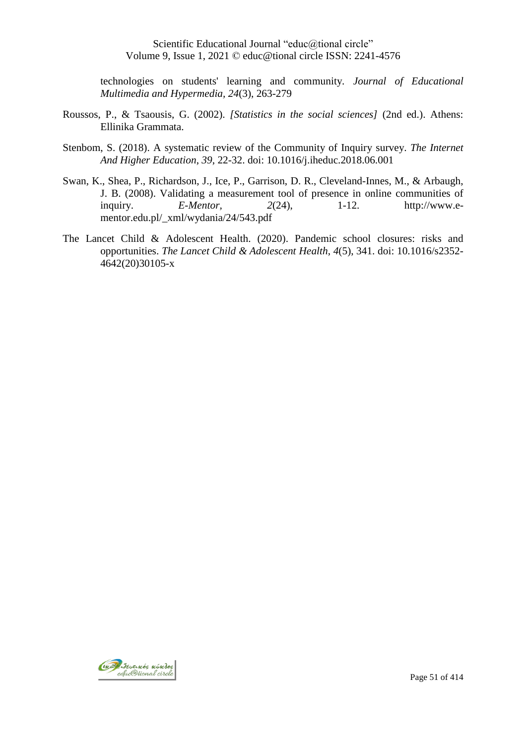technologies on students' learning and community. *Journal of Educational Multimedia and Hypermedia*, *24*(3), 263-279

Roussos, P., & Tsaousis, G. (2002). *[Statistics in the social sciences]* (2nd ed.). Athens: Ellinika Grammata.

Stenbom, S. (2018). A systematic review of the Community of Inquiry survey. *The Internet And Higher Education*, *39*, 22-32. doi: 10.1016/j.iheduc.2018.06.001

Swan, K., Shea, P., Richardson, J., Ice, P., Garrison, D. R., Cleveland-Innes, M., & Arbaugh, J. B. (2008). Validating a measurement tool of presence in online communities of inquiry. *E-Mentor*, *2*(24), 1-12. http://www.e-mentor.edu.pl/_xml/wydania/24/543.pdf

The Lancet Child & Adolescent Health. (2020). Pandemic school closures: risks and opportunities. *The Lancet Child & Adolescent Health*, *4*(5), 341. doi: 10.1016/s2352-4642(20)30105-x